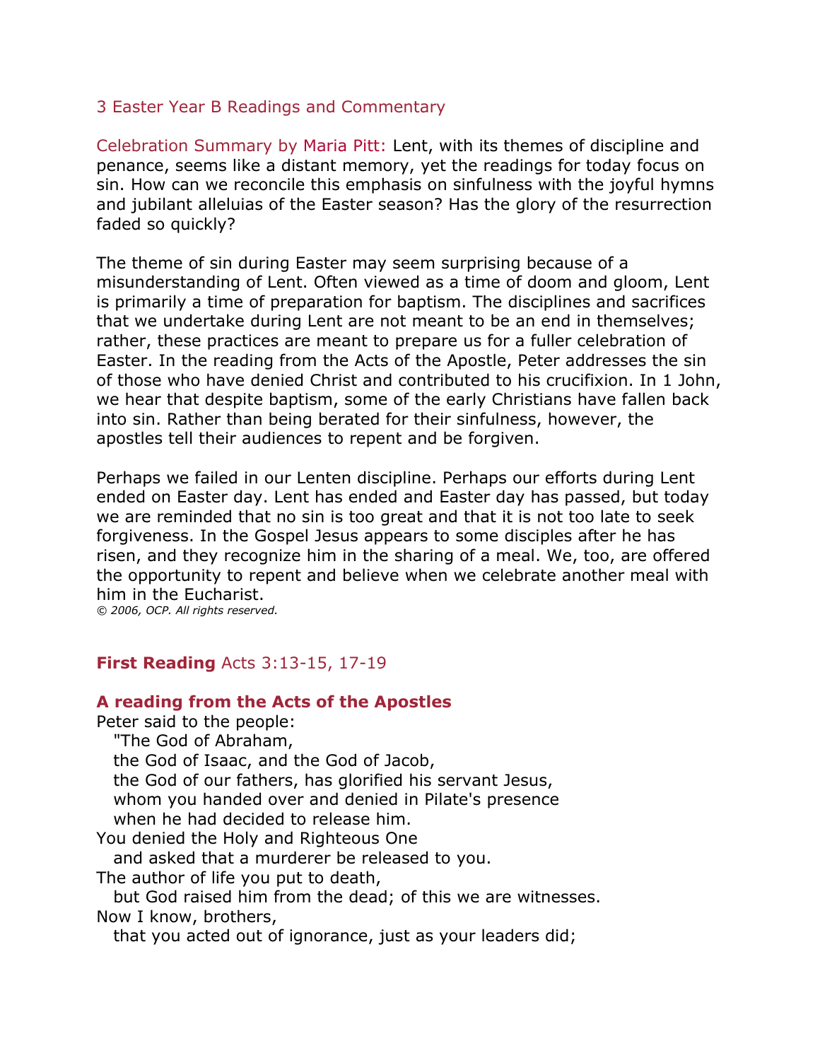## 3 Easter Year B Readings and Commentary

Celebration Summary by Maria Pitt: Lent, with its themes of discipline and penance, seems like a distant memory, yet the readings for today focus on sin. How can we reconcile this emphasis on sinfulness with the joyful hymns and jubilant alleluias of the Easter season? Has the glory of the resurrection faded so quickly?

The theme of sin during Easter may seem surprising because of a misunderstanding of Lent. Often viewed as a time of doom and gloom, Lent is primarily a time of preparation for baptism. The disciplines and sacrifices that we undertake during Lent are not meant to be an end in themselves; rather, these practices are meant to prepare us for a fuller celebration of Easter. In the reading from the Acts of the Apostle, Peter addresses the sin of those who have denied Christ and contributed to his crucifixion. In 1 John, we hear that despite baptism, some of the early Christians have fallen back into sin. Rather than being berated for their sinfulness, however, the apostles tell their audiences to repent and be forgiven.

Perhaps we failed in our Lenten discipline. Perhaps our efforts during Lent ended on Easter day. Lent has ended and Easter day has passed, but today we are reminded that no sin is too great and that it is not too late to seek forgiveness. In the Gospel Jesus appears to some disciples after he has risen, and they recognize him in the sharing of a meal. We, too, are offered the opportunity to repent and believe when we celebrate another meal with him in the Eucharist.

*© 2006, OCP. All rights reserved.*

**First Reading** Acts 3:13-15, 17-19

**A reading from the Acts of the Apostles**

Peter said to the people:
"The God of Abraham,
the God of Isaac, and the God of Jacob,
the God of our fathers, has glorified his servant Jesus,
whom you handed over and denied in Pilate's presence
when he had decided to release him.
You denied the Holy and Righteous One
and asked that a murderer be released to you.
The author of life you put to death,
but God raised him from the dead; of this we are witnesses.
Now I know, brothers,
that you acted out of ignorance, just as your leaders did;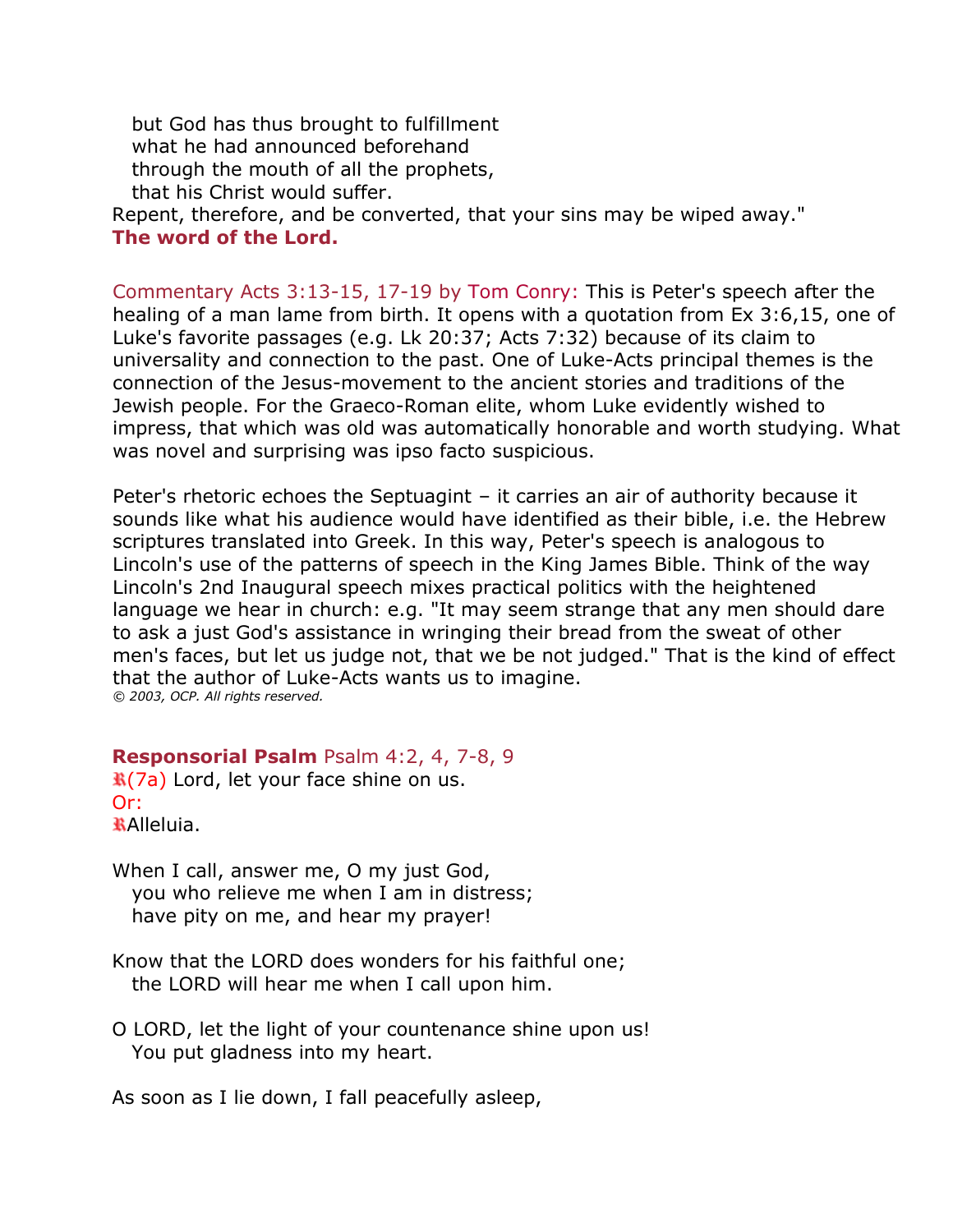but God has thus brought to fulfillment
what he had announced beforehand
through the mouth of all the prophets,
that his Christ would suffer.
Repent, therefore, and be converted, that your sins may be wiped away."
**The word of the Lord.**

Commentary Acts 3:13-15, 17-19 by Tom Conry: This is Peter's speech after the healing of a man lame from birth. It opens with a quotation from Ex 3:6,15, one of Luke's favorite passages (e.g. Lk 20:37; Acts 7:32) because of its claim to universality and connection to the past. One of Luke-Acts principal themes is the connection of the Jesus-movement to the ancient stories and traditions of the Jewish people. For the Graeco-Roman elite, whom Luke evidently wished to impress, that which was old was automatically honorable and worth studying. What was novel and surprising was ipso facto suspicious.

Peter's rhetoric echoes the Septuagint – it carries an air of authority because it sounds like what his audience would have identified as their bible, i.e. the Hebrew scriptures translated into Greek. In this way, Peter's speech is analogous to Lincoln's use of the patterns of speech in the King James Bible. Think of the way Lincoln's 2nd Inaugural speech mixes practical politics with the heightened language we hear in church: e.g. "It may seem strange that any men should dare to ask a just God's assistance in wringing their bread from the sweat of other men's faces, but let us judge not, that we be not judged." That is the kind of effect that the author of Luke-Acts wants us to imagine.
*© 2003, OCP. All rights reserved.*

**Responsorial Psalm** Psalm 4:2, 4, 7-8, 9
℟(7a) Lord, let your face shine on us.
Or:
℟Alleluia.

When I call, answer me, O my just God,
you who relieve me when I am in distress;
have pity on me, and hear my prayer!

Know that the LORD does wonders for his faithful one;
the LORD will hear me when I call upon him.

O LORD, let the light of your countenance shine upon us!
You put gladness into my heart.

As soon as I lie down, I fall peacefully asleep,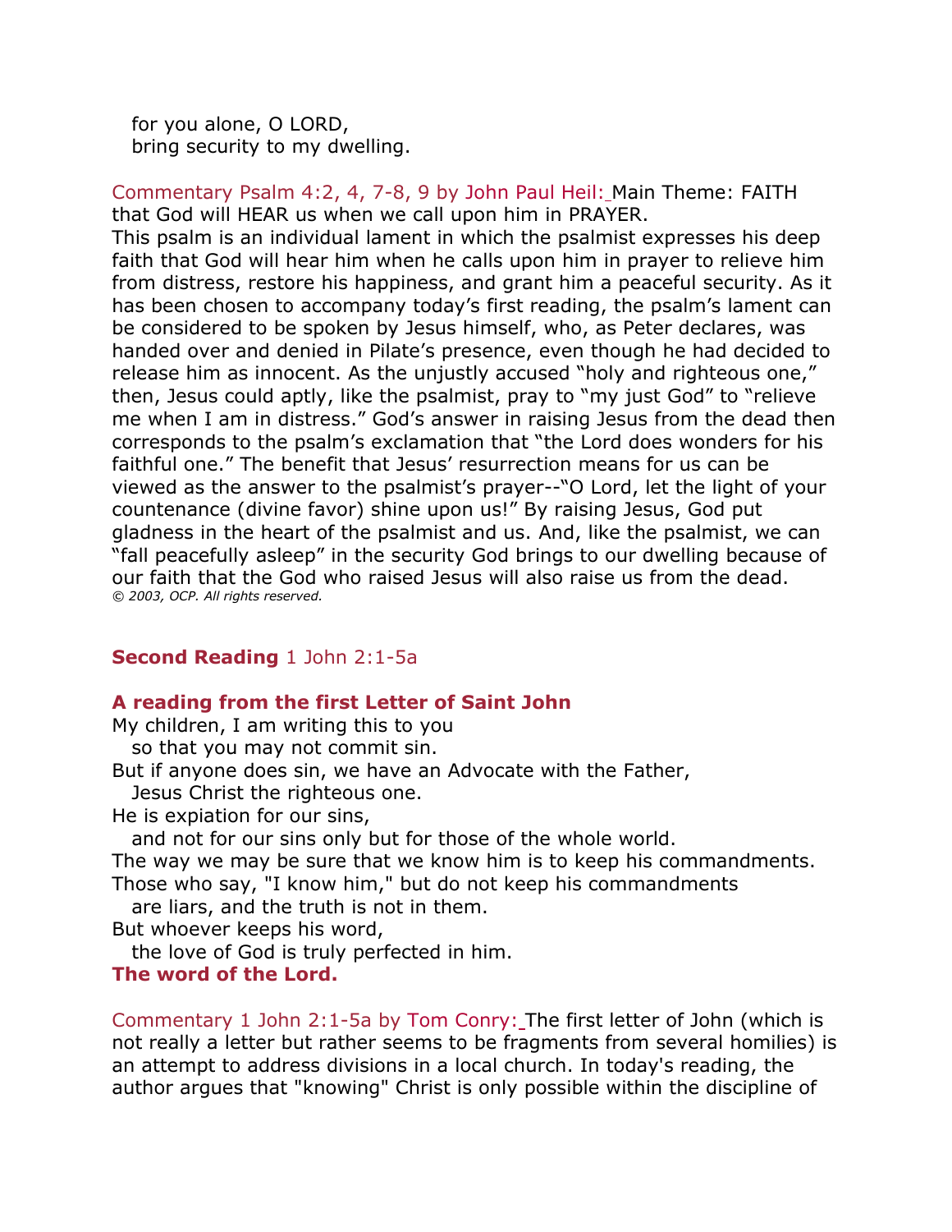for you alone, O LORD,
  bring security to my dwelling.

Commentary Psalm 4:2, 4, 7-8, 9 by John Paul Heil: Main Theme: FAITH that God will HEAR us when we call upon him in PRAYER.
This psalm is an individual lament in which the psalmist expresses his deep faith that God will hear him when he calls upon him in prayer to relieve him from distress, restore his happiness, and grant him a peaceful security. As it has been chosen to accompany today's first reading, the psalm's lament can be considered to be spoken by Jesus himself, who, as Peter declares, was handed over and denied in Pilate's presence, even though he had decided to release him as innocent. As the unjustly accused "holy and righteous one," then, Jesus could aptly, like the psalmist, pray to "my just God" to "relieve me when I am in distress." God's answer in raising Jesus from the dead then corresponds to the psalm's exclamation that "the Lord does wonders for his faithful one." The benefit that Jesus' resurrection means for us can be viewed as the answer to the psalmist's prayer--"O Lord, let the light of your countenance (divine favor) shine upon us!" By raising Jesus, God put gladness in the heart of the psalmist and us. And, like the psalmist, we can "fall peacefully asleep" in the security God brings to our dwelling because of our faith that the God who raised Jesus will also raise us from the dead.
*© 2003, OCP. All rights reserved.*

## **Second Reading** 1 John 2:1-5a

**A reading from the first Letter of Saint John**

My children, I am writing this to you
  so that you may not commit sin.
But if anyone does sin, we have an Advocate with the Father,
  Jesus Christ the righteous one.
He is expiation for our sins,
  and not for our sins only but for those of the whole world.
The way we may be sure that we know him is to keep his commandments.
Those who say, "I know him," but do not keep his commandments
  are liars, and the truth is not in them.
But whoever keeps his word,
  the love of God is truly perfected in him.
**The word of the Lord.**

Commentary 1 John 2:1-5a by Tom Conry: The first letter of John (which is not really a letter but rather seems to be fragments from several homilies) is an attempt to address divisions in a local church. In today's reading, the author argues that "knowing" Christ is only possible within the discipline of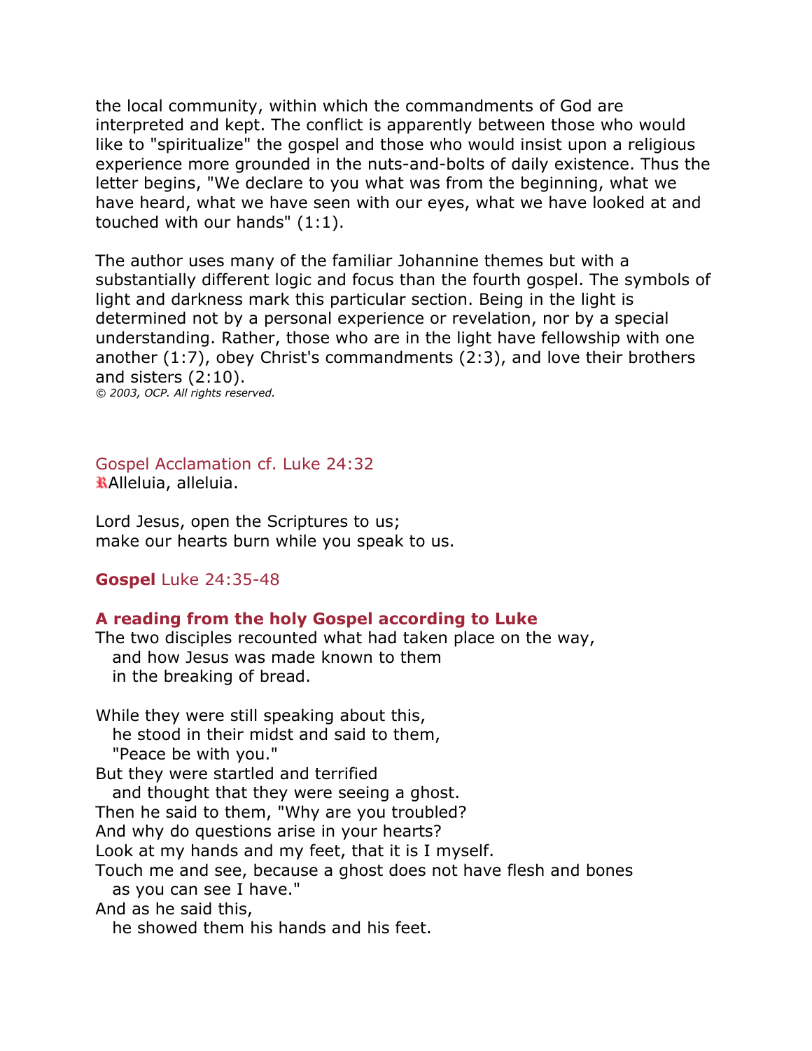the local community, within which the commandments of God are interpreted and kept. The conflict is apparently between those who would like to "spiritualize" the gospel and those who would insist upon a religious experience more grounded in the nuts-and-bolts of daily existence. Thus the letter begins, "We declare to you what was from the beginning, what we have heard, what we have seen with our eyes, what we have looked at and touched with our hands" (1:1).

The author uses many of the familiar Johannine themes but with a substantially different logic and focus than the fourth gospel. The symbols of light and darkness mark this particular section. Being in the light is determined not by a personal experience or revelation, nor by a special understanding. Rather, those who are in the light have fellowship with one another (1:7), obey Christ's commandments (2:3), and love their brothers and sisters (2:10).
*© 2003, OCP. All rights reserved.*

Gospel Acclamation cf. Luke 24:32
℟Alleluia, alleluia.

Lord Jesus, open the Scriptures to us;
make our hearts burn while you speak to us.

**Gospel** Luke 24:35-48

**A reading from the holy Gospel according to Luke**
The two disciples recounted what had taken place on the way,
and how Jesus was made known to them
in the breaking of bread.

While they were still speaking about this,
he stood in their midst and said to them,
"Peace be with you."
But they were startled and terrified
and thought that they were seeing a ghost.
Then he said to them, "Why are you troubled?
And why do questions arise in your hearts?
Look at my hands and my feet, that it is I myself.
Touch me and see, because a ghost does not have flesh and bones
as you can see I have."
And as he said this,
he showed them his hands and his feet.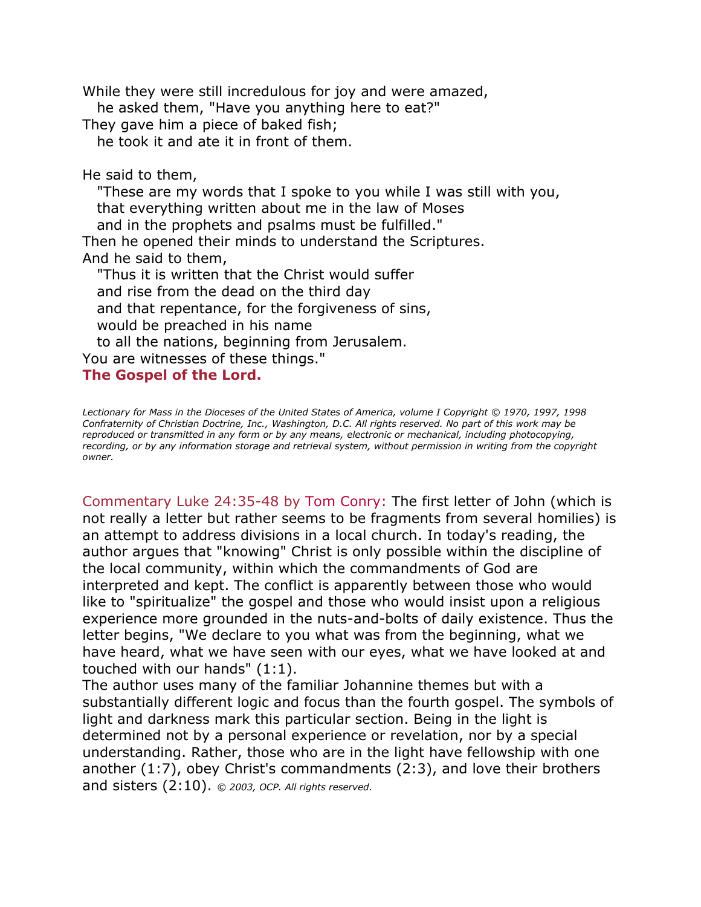While they were still incredulous for joy and were amazed,
  he asked them, "Have you anything here to eat?"
They gave him a piece of baked fish;
  he took it and ate it in front of them.

He said to them,
  "These are my words that I spoke to you while I was still with you,
  that everything written about me in the law of Moses
  and in the prophets and psalms must be fulfilled."
Then he opened their minds to understand the Scriptures.
And he said to them,
  "Thus it is written that the Christ would suffer
  and rise from the dead on the third day
  and that repentance, for the forgiveness of sins,
  would be preached in his name
  to all the nations, beginning from Jerusalem.
You are witnesses of these things."
**The Gospel of the Lord.**

*Lectionary for Mass in the Dioceses of the United States of America, volume I Copyright © 1970, 1997, 1998 Confraternity of Christian Doctrine, Inc., Washington, D.C. All rights reserved. No part of this work may be reproduced or transmitted in any form or by any means, electronic or mechanical, including photocopying, recording, or by any information storage and retrieval system, without permission in writing from the copyright owner.*

Commentary Luke 24:35-48 by Tom Conry: The first letter of John (which is not really a letter but rather seems to be fragments from several homilies) is an attempt to address divisions in a local church. In today's reading, the author argues that "knowing" Christ is only possible within the discipline of the local community, within which the commandments of God are interpreted and kept. The conflict is apparently between those who would like to "spiritualize" the gospel and those who would insist upon a religious experience more grounded in the nuts-and-bolts of daily existence. Thus the letter begins, "We declare to you what was from the beginning, what we have heard, what we have seen with our eyes, what we have looked at and touched with our hands" (1:1).
The author uses many of the familiar Johannine themes but with a substantially different logic and focus than the fourth gospel. The symbols of light and darkness mark this particular section. Being in the light is determined not by a personal experience or revelation, nor by a special understanding. Rather, those who are in the light have fellowship with one another (1:7), obey Christ's commandments (2:3), and love their brothers and sisters (2:10). *© 2003, OCP. All rights reserved.*